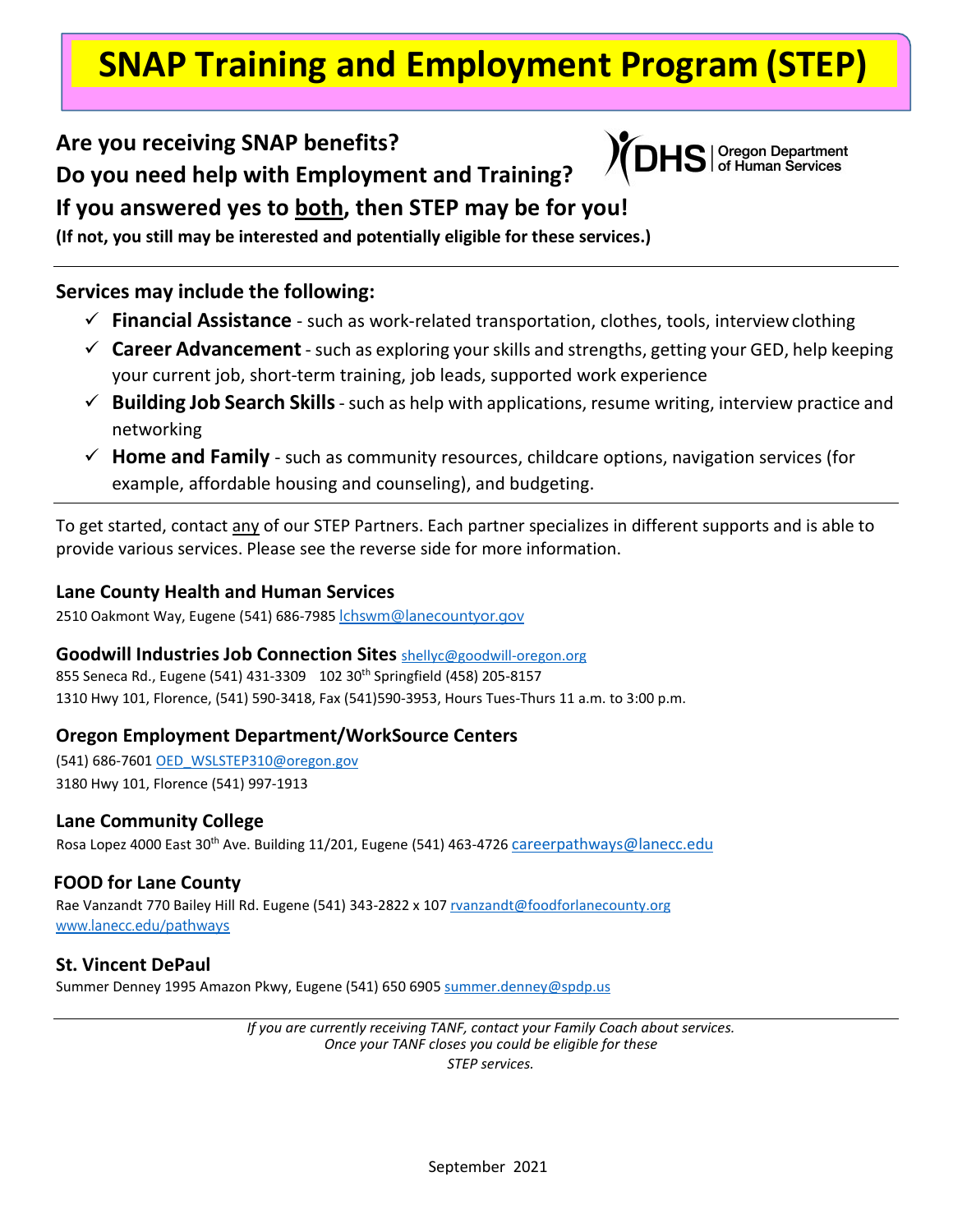# SNAP Training and Employment Program (STEP)

**Are you receiving SNAP benefits?**

**Do you need help with Employment and Training?**

**If you answered yes to <u>both</u>, then STEP may be for you!**

**(If not, you still may be interested and potentially eligible for these services.)**

DHS | Oregon Department of Human Services

---

**Services may include the following:**

- ✓ **Financial Assistance** - such as work-related transportation, clothes, tools, interview clothing
- ✓ **Career Advancement** - such as exploring your skills and strengths, getting your GED, help keeping your current job, short-term training, job leads, supported work experience
- ✓ **Building Job Search Skills** - such as help with applications, resume writing, interview practice and networking
- ✓ **Home and Family** - such as community resources, childcare options, navigation services (for example, affordable housing and counseling), and budgeting.

---

To get started, contact <u>any</u> of our STEP Partners. Each partner specializes in different supports and is able to provide various services. Please see the reverse side for more information.

**Lane County Health and Human Services**

2510 Oakmont Way, Eugene (541) 686-7985 lchswm@lanecountyor.gov

**Goodwill Industries Job Connection Sites** shellyc@goodwill-oregon.org

855 Seneca Rd., Eugene (541) 431-3309 102 30th Springfield (458) 205-8157

1310 Hwy 101, Florence, (541) 590-3418, Fax (541)590-3953, Hours Tues-Thurs 11 a.m. to 3:00 p.m.

**Oregon Employment Department/WorkSource Centers**

(541) 686-7601 OED_WSLSTEP310@oregon.gov

3180 Hwy 101, Florence (541) 997-1913

**Lane Community College**

Rosa Lopez 4000 East 30th Ave. Building 11/201, Eugene (541) 463-4726 careerpathways@lanecc.edu

**FOOD for Lane County**

Rae Vanzandt 770 Bailey Hill Rd. Eugene (541) 343-2822 x 107 rvanzandt@foodforlanecounty.org

www.lanecc.edu/pathways

**St. Vincent DePaul**

Summer Denney 1995 Amazon Pkwy, Eugene (541) 650 6905 summer.denney@spdp.us

---

*If you are currently receiving TANF, contact your Family Coach about services. Once your TANF closes you could be eligible for these STEP services.*

September 2021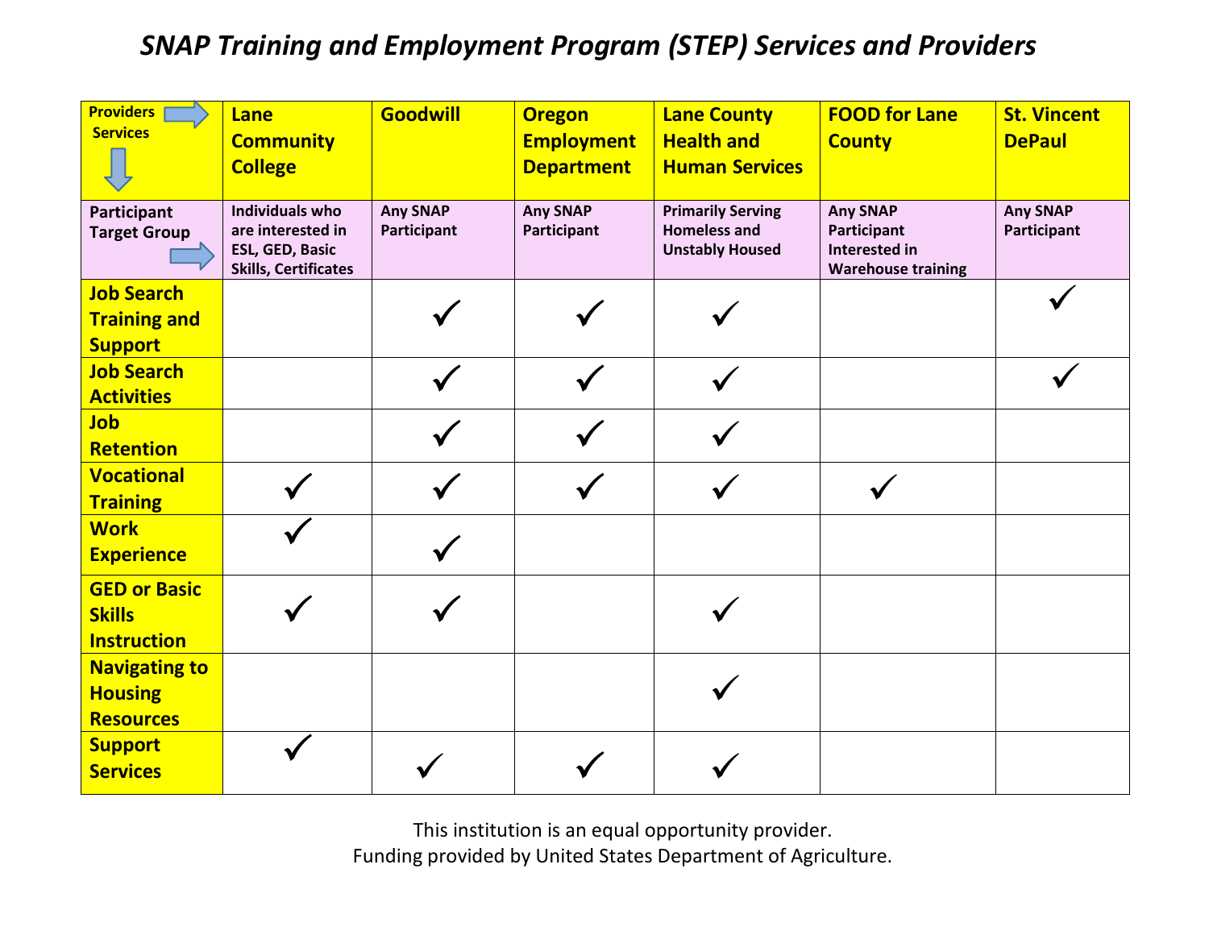# *SNAP Training and Employment Program (STEP) Services and Providers*

| Providers → / Services ↓ | Lane Community College | Goodwill | Oregon Employment Department | Lane County Health and Human Services | FOOD for Lane County | St. Vincent DePaul |
|---|---|---|---|---|---|---|
| Participant Target Group → | Individuals who are interested in ESL, GED, Basic Skills, Certificates | Any SNAP Participant | Any SNAP Participant | Primarily Serving Homeless and Unstably Housed | Any SNAP Participant Interested in Warehouse training | Any SNAP Participant |
| **Job Search Training and Support** | | ✓ | ✓ | ✓ | | ✓ |
| **Job Search Activities** | | ✓ | ✓ | ✓ | | ✓ |
| **Job Retention** | | ✓ | ✓ | ✓ | | |
| **Vocational Training** | ✓ | ✓ | ✓ | ✓ | ✓ | |
| **Work Experience** | ✓ | ✓ | | | | |
| **GED or Basic Skills Instruction** | ✓ | ✓ | | ✓ | | |
| **Navigating to Housing Resources** | | | | ✓ | | |
| **Support Services** | ✓ | ✓ | ✓ | ✓ | | |

This institution is an equal opportunity provider.
Funding provided by United States Department of Agriculture.